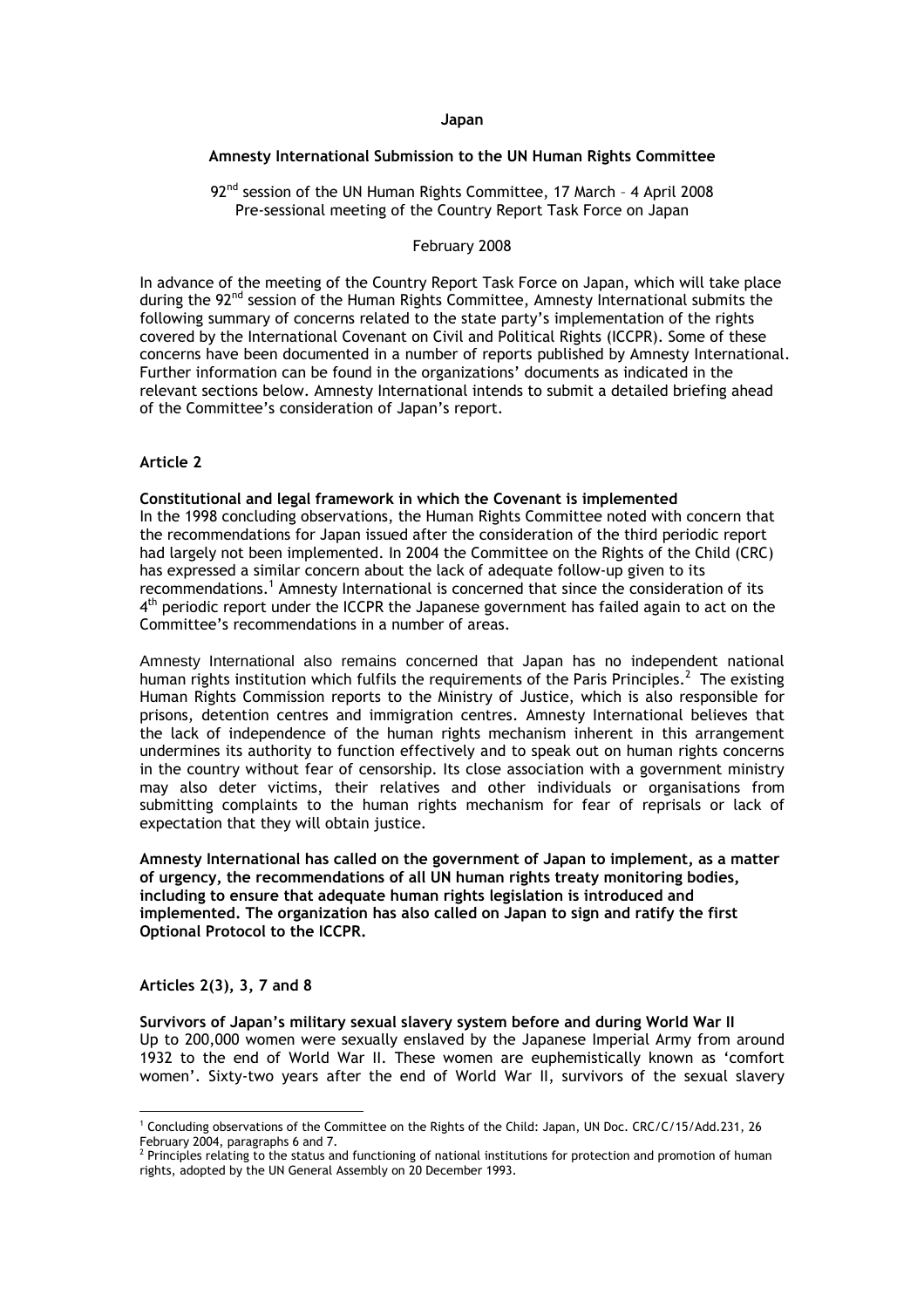**Japan**

**Amnesty International Submission to the UN Human Rights Committee**

92nd session of the UN Human Rights Committee, 17 March – 4 April 2008
Pre-sessional meeting of the Country Report Task Force on Japan

February 2008

In advance of the meeting of the Country Report Task Force on Japan, which will take place during the 92nd session of the Human Rights Committee, Amnesty International submits the following summary of concerns related to the state party's implementation of the rights covered by the International Covenant on Civil and Political Rights (ICCPR). Some of these concerns have been documented in a number of reports published by Amnesty International. Further information can be found in the organizations' documents as indicated in the relevant sections below. Amnesty International intends to submit a detailed briefing ahead of the Committee's consideration of Japan's report.

**Article 2**

**Constitutional and legal framework in which the Covenant is implemented**
In the 1998 concluding observations, the Human Rights Committee noted with concern that the recommendations for Japan issued after the consideration of the third periodic report had largely not been implemented. In 2004 the Committee on the Rights of the Child (CRC) has expressed a similar concern about the lack of adequate follow-up given to its recommendations.[1] Amnesty International is concerned that since the consideration of its 4th periodic report under the ICCPR the Japanese government has failed again to act on the Committee's recommendations in a number of areas.

Amnesty International also remains concerned that Japan has no independent national human rights institution which fulfils the requirements of the Paris Principles.[2] The existing Human Rights Commission reports to the Ministry of Justice, which is also responsible for prisons, detention centres and immigration centres. Amnesty International believes that the lack of independence of the human rights mechanism inherent in this arrangement undermines its authority to function effectively and to speak out on human rights concerns in the country without fear of censorship. Its close association with a government ministry may also deter victims, their relatives and other individuals or organisations from submitting complaints to the human rights mechanism for fear of reprisals or lack of expectation that they will obtain justice.

**Amnesty International has called on the government of Japan to implement, as a matter of urgency, the recommendations of all UN human rights treaty monitoring bodies, including to ensure that adequate human rights legislation is introduced and implemented. The organization has also called on Japan to sign and ratify the first Optional Protocol to the ICCPR.**

**Articles 2(3), 3, 7 and 8**

**Survivors of Japan's military sexual slavery system before and during World War II**
Up to 200,000 women were sexually enslaved by the Japanese Imperial Army from around 1932 to the end of World War II. These women are euphemistically known as 'comfort women'. Sixty-two years after the end of World War II, survivors of the sexual slavery

---

[1] Concluding observations of the Committee on the Rights of the Child: Japan, UN Doc. CRC/C/15/Add.231, 26 February 2004, paragraphs 6 and 7.

[2] Principles relating to the status and functioning of national institutions for protection and promotion of human rights, adopted by the UN General Assembly on 20 December 1993.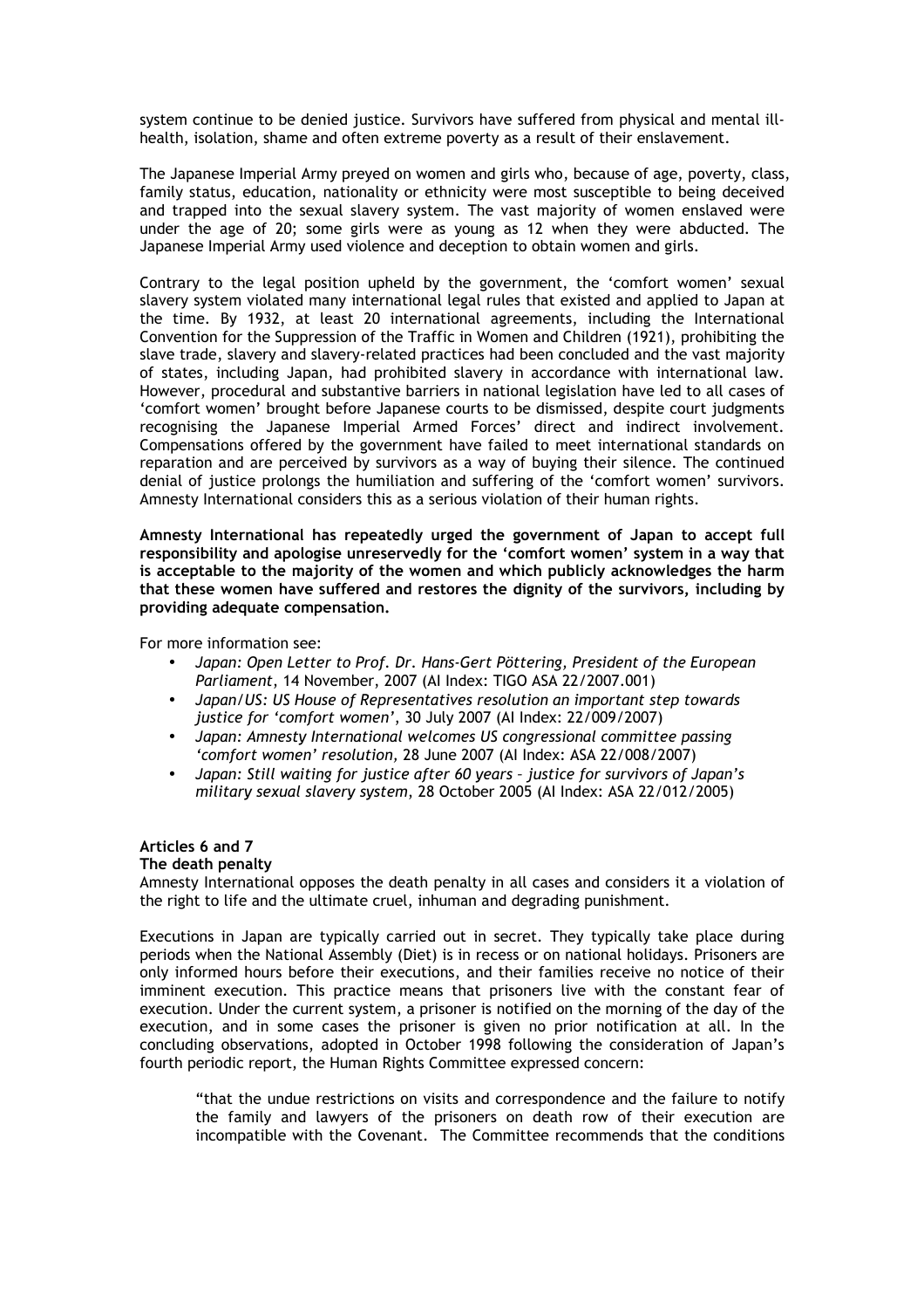system continue to be denied justice. Survivors have suffered from physical and mental ill-health, isolation, shame and often extreme poverty as a result of their enslavement.

The Japanese Imperial Army preyed on women and girls who, because of age, poverty, class, family status, education, nationality or ethnicity were most susceptible to being deceived and trapped into the sexual slavery system. The vast majority of women enslaved were under the age of 20; some girls were as young as 12 when they were abducted. The Japanese Imperial Army used violence and deception to obtain women and girls.

Contrary to the legal position upheld by the government, the 'comfort women' sexual slavery system violated many international legal rules that existed and applied to Japan at the time. By 1932, at least 20 international agreements, including the International Convention for the Suppression of the Traffic in Women and Children (1921), prohibiting the slave trade, slavery and slavery-related practices had been concluded and the vast majority of states, including Japan, had prohibited slavery in accordance with international law. However, procedural and substantive barriers in national legislation have led to all cases of 'comfort women' brought before Japanese courts to be dismissed, despite court judgments recognising the Japanese Imperial Armed Forces' direct and indirect involvement. Compensations offered by the government have failed to meet international standards on reparation and are perceived by survivors as a way of buying their silence. The continued denial of justice prolongs the humiliation and suffering of the 'comfort women' survivors. Amnesty International considers this as a serious violation of their human rights.

**Amnesty International has repeatedly urged the government of Japan to accept full responsibility and apologise unreservedly for the 'comfort women' system in a way that is acceptable to the majority of the women and which publicly acknowledges the harm that these women have suffered and restores the dignity of the survivors, including by providing adequate compensation.**

For more information see:

- *Japan: Open Letter to Prof. Dr. Hans-Gert Pöttering, President of the European Parliament*, 14 November, 2007 (AI Index: TIGO ASA 22/2007.001)
- *Japan/US: US House of Representatives resolution an important step towards justice for 'comfort women'*, 30 July 2007 (AI Index: 22/009/2007)
- *Japan: Amnesty International welcomes US congressional committee passing 'comfort women' resolution,* 28 June 2007 (AI Index: ASA 22/008/2007)
- *Japan: Still waiting for justice after 60 years – justice for survivors of Japan's military sexual slavery system*, 28 October 2005 (AI Index: ASA 22/012/2005)

**Articles 6 and 7**
**The death penalty**

Amnesty International opposes the death penalty in all cases and considers it a violation of the right to life and the ultimate cruel, inhuman and degrading punishment.

Executions in Japan are typically carried out in secret. They typically take place during periods when the National Assembly (Diet) is in recess or on national holidays. Prisoners are only informed hours before their executions, and their families receive no notice of their imminent execution. This practice means that prisoners live with the constant fear of execution. Under the current system, a prisoner is notified on the morning of the day of the execution, and in some cases the prisoner is given no prior notification at all. In the concluding observations, adopted in October 1998 following the consideration of Japan's fourth periodic report, the Human Rights Committee expressed concern:

> "that the undue restrictions on visits and correspondence and the failure to notify the family and lawyers of the prisoners on death row of their execution are incompatible with the Covenant. The Committee recommends that the conditions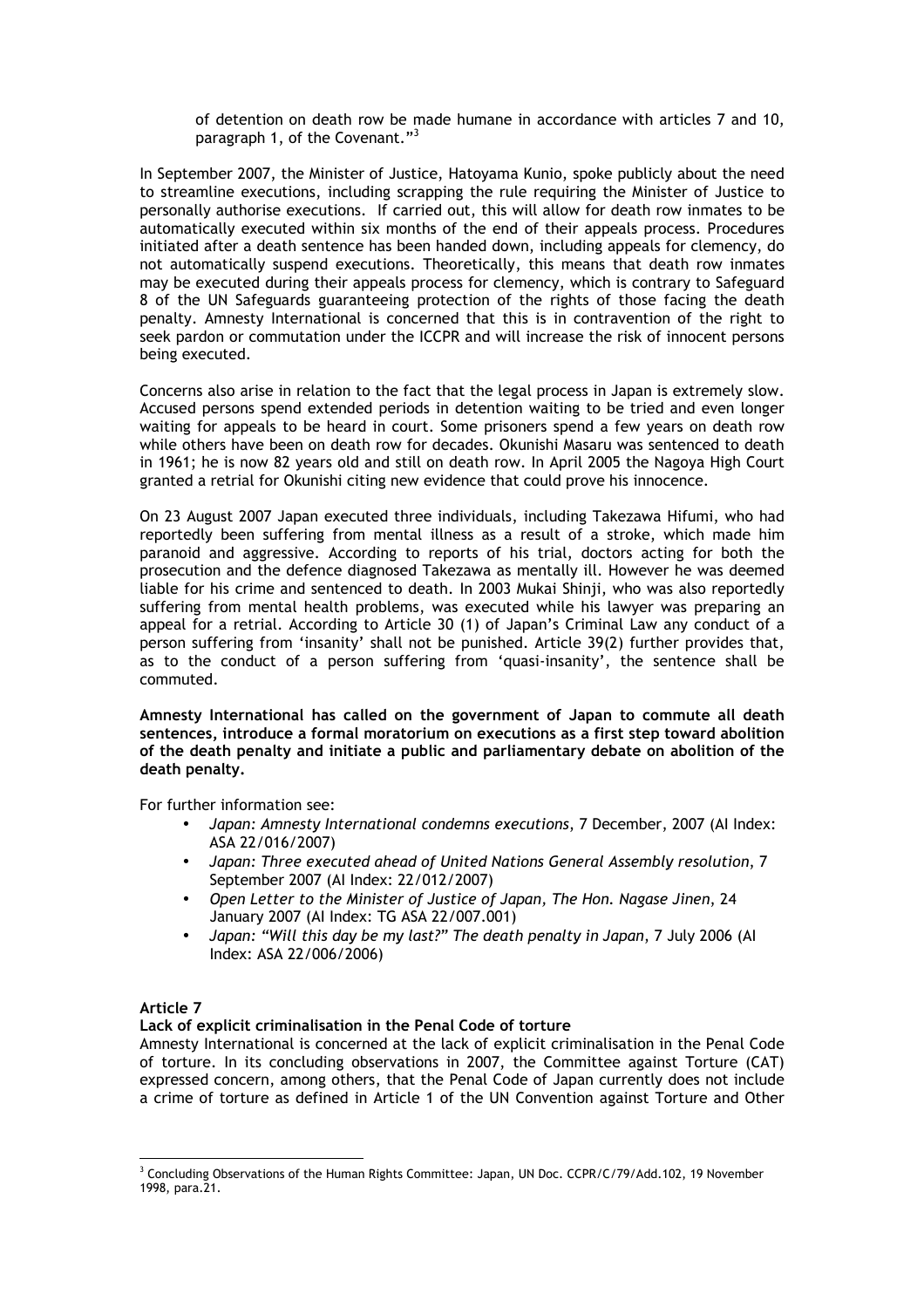of detention on death row be made humane in accordance with articles 7 and 10, paragraph 1, of the Covenant."[3]

In September 2007, the Minister of Justice, Hatoyama Kunio, spoke publicly about the need to streamline executions, including scrapping the rule requiring the Minister of Justice to personally authorise executions. If carried out, this will allow for death row inmates to be automatically executed within six months of the end of their appeals process. Procedures initiated after a death sentence has been handed down, including appeals for clemency, do not automatically suspend executions. Theoretically, this means that death row inmates may be executed during their appeals process for clemency, which is contrary to Safeguard 8 of the UN Safeguards guaranteeing protection of the rights of those facing the death penalty. Amnesty International is concerned that this is in contravention of the right to seek pardon or commutation under the ICCPR and will increase the risk of innocent persons being executed.

Concerns also arise in relation to the fact that the legal process in Japan is extremely slow. Accused persons spend extended periods in detention waiting to be tried and even longer waiting for appeals to be heard in court. Some prisoners spend a few years on death row while others have been on death row for decades. Okunishi Masaru was sentenced to death in 1961; he is now 82 years old and still on death row. In April 2005 the Nagoya High Court granted a retrial for Okunishi citing new evidence that could prove his innocence.

On 23 August 2007 Japan executed three individuals, including Takezawa Hifumi, who had reportedly been suffering from mental illness as a result of a stroke, which made him paranoid and aggressive. According to reports of his trial, doctors acting for both the prosecution and the defence diagnosed Takezawa as mentally ill. However he was deemed liable for his crime and sentenced to death. In 2003 Mukai Shinji, who was also reportedly suffering from mental health problems, was executed while his lawyer was preparing an appeal for a retrial. According to Article 30 (1) of Japan's Criminal Law any conduct of a person suffering from 'insanity' shall not be punished. Article 39(2) further provides that, as to the conduct of a person suffering from 'quasi-insanity', the sentence shall be commuted.

**Amnesty International has called on the government of Japan to commute all death sentences, introduce a formal moratorium on executions as a first step toward abolition of the death penalty and initiate a public and parliamentary debate on abolition of the death penalty.**

For further information see:

- *Japan: Amnesty International condemns executions*, 7 December, 2007 (AI Index: ASA 22/016/2007)
- *Japan: Three executed ahead of United Nations General Assembly resolution*, 7 September 2007 (AI Index: 22/012/2007)
- *Open Letter to the Minister of Justice of Japan, The Hon. Nagase Jinen*, 24 January 2007 (AI Index: TG ASA 22/007.001)
- *Japan: "Will this day be my last?" The death penalty in Japan*, 7 July 2006 (AI Index: ASA 22/006/2006)

**Article 7**

**Lack of explicit criminalisation in the Penal Code of torture**

Amnesty International is concerned at the lack of explicit criminalisation in the Penal Code of torture. In its concluding observations in 2007, the Committee against Torture (CAT) expressed concern, among others, that the Penal Code of Japan currently does not include a crime of torture as defined in Article 1 of the UN Convention against Torture and Other

---

[3] Concluding Observations of the Human Rights Committee: Japan, UN Doc. CCPR/C/79/Add.102, 19 November 1998, para.21.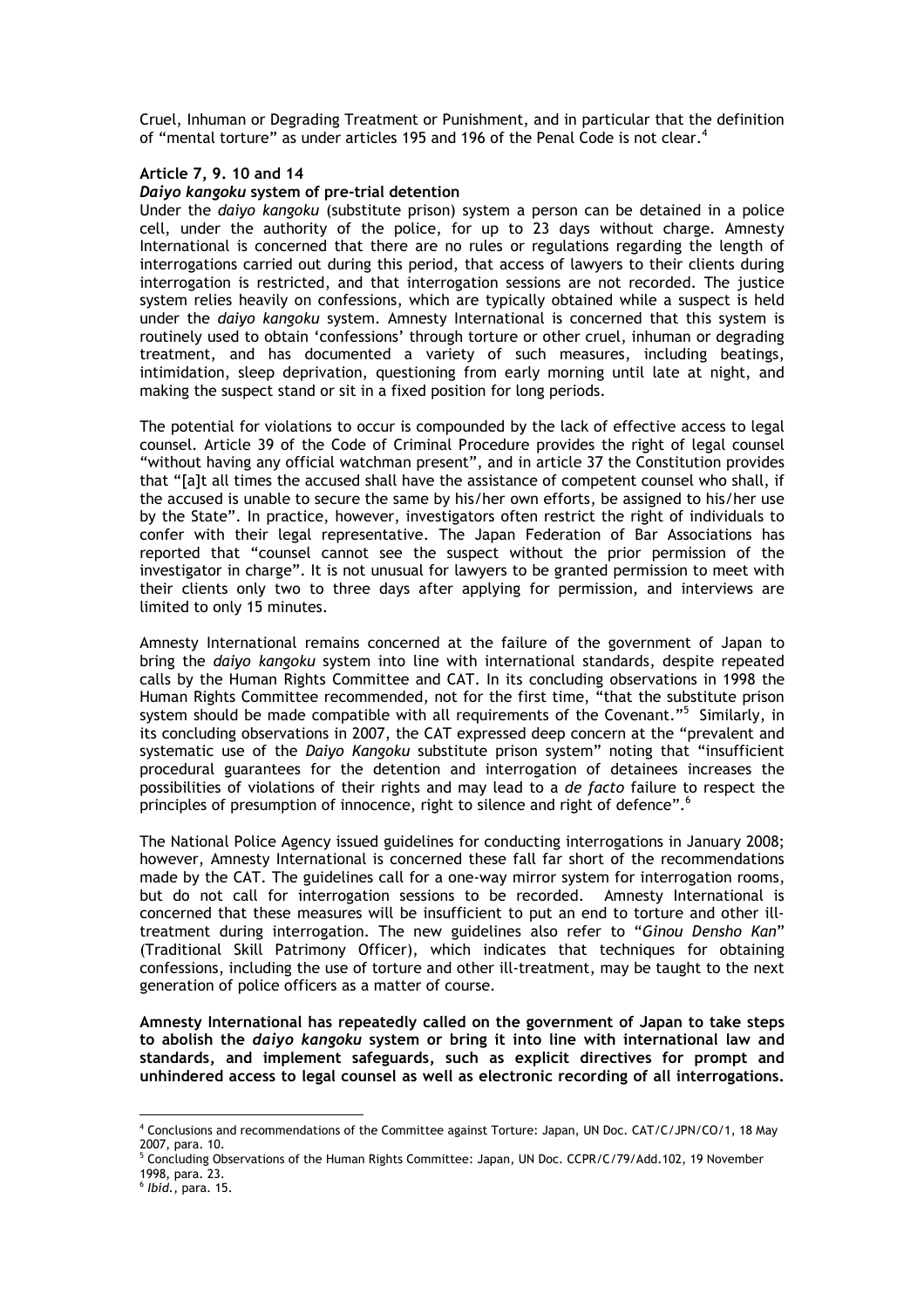Cruel, Inhuman or Degrading Treatment or Punishment, and in particular that the definition of "mental torture" as under articles 195 and 196 of the Penal Code is not clear.[4]

**Article 7, 9. 10 and 14**

***Daiyo kangoku* system of pre-trial detention**

Under the *daiyo kangoku* (substitute prison) system a person can be detained in a police cell, under the authority of the police, for up to 23 days without charge. Amnesty International is concerned that there are no rules or regulations regarding the length of interrogations carried out during this period, that access of lawyers to their clients during interrogation is restricted, and that interrogation sessions are not recorded. The justice system relies heavily on confessions, which are typically obtained while a suspect is held under the *daiyo kangoku* system. Amnesty International is concerned that this system is routinely used to obtain 'confessions' through torture or other cruel, inhuman or degrading treatment, and has documented a variety of such measures, including beatings, intimidation, sleep deprivation, questioning from early morning until late at night, and making the suspect stand or sit in a fixed position for long periods.

The potential for violations to occur is compounded by the lack of effective access to legal counsel. Article 39 of the Code of Criminal Procedure provides the right of legal counsel "without having any official watchman present", and in article 37 the Constitution provides that "[a]t all times the accused shall have the assistance of competent counsel who shall, if the accused is unable to secure the same by his/her own efforts, be assigned to his/her use by the State". In practice, however, investigators often restrict the right of individuals to confer with their legal representative. The Japan Federation of Bar Associations has reported that "counsel cannot see the suspect without the prior permission of the investigator in charge". It is not unusual for lawyers to be granted permission to meet with their clients only two to three days after applying for permission, and interviews are limited to only 15 minutes.

Amnesty International remains concerned at the failure of the government of Japan to bring the *daiyo kangoku* system into line with international standards, despite repeated calls by the Human Rights Committee and CAT. In its concluding observations in 1998 the Human Rights Committee recommended, not for the first time, "that the substitute prison system should be made compatible with all requirements of the Covenant."[5] Similarly, in its concluding observations in 2007, the CAT expressed deep concern at the "prevalent and systematic use of the *Daiyo Kangoku* substitute prison system" noting that "insufficient procedural guarantees for the detention and interrogation of detainees increases the possibilities of violations of their rights and may lead to a *de facto* failure to respect the principles of presumption of innocence, right to silence and right of defence".[6]

The National Police Agency issued guidelines for conducting interrogations in January 2008; however, Amnesty International is concerned these fall far short of the recommendations made by the CAT. The guidelines call for a one-way mirror system for interrogation rooms, but do not call for interrogation sessions to be recorded. Amnesty International is concerned that these measures will be insufficient to put an end to torture and other ill-treatment during interrogation. The new guidelines also refer to "*Ginou Densho Kan*" (Traditional Skill Patrimony Officer), which indicates that techniques for obtaining confessions, including the use of torture and other ill-treatment, may be taught to the next generation of police officers as a matter of course.

**Amnesty International has repeatedly called on the government of Japan to take steps to abolish the *daiyo kangoku* system or bring it into line with international law and standards, and implement safeguards, such as explicit directives for prompt and unhindered access to legal counsel as well as electronic recording of all interrogations.**

---

[4] Conclusions and recommendations of the Committee against Torture: Japan, UN Doc. CAT/C/JPN/CO/1, 18 May 2007, para. 10.

[5] Concluding Observations of the Human Rights Committee: Japan, UN Doc. CCPR/C/79/Add.102, 19 November 1998, para. 23.

[6] *Ibid.*, para. 15.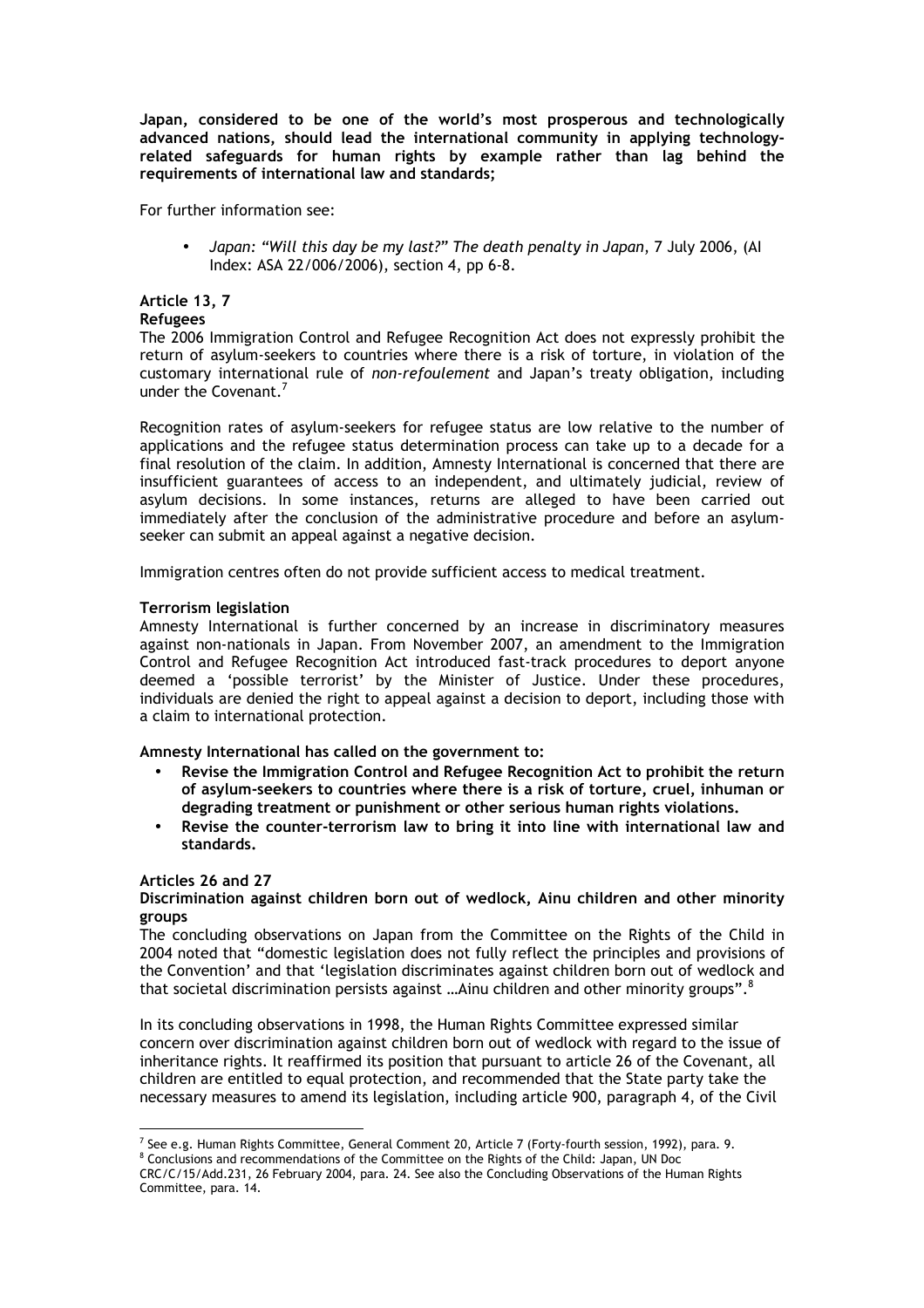**Japan, considered to be one of the world's most prosperous and technologically advanced nations, should lead the international community in applying technology-related safeguards for human rights by example rather than lag behind the requirements of international law and standards;**

For further information see:

- *Japan: "Will this day be my last?" The death penalty in Japan,* 7 July 2006, (AI Index: ASA 22/006/2006), section 4, pp 6-8.

### Article 13, 7

**Refugees**

The 2006 Immigration Control and Refugee Recognition Act does not expressly prohibit the return of asylum-seekers to countries where there is a risk of torture, in violation of the customary international rule of *non-refoulement* and Japan's treaty obligation, including under the Covenant.[7]

Recognition rates of asylum-seekers for refugee status are low relative to the number of applications and the refugee status determination process can take up to a decade for a final resolution of the claim. In addition, Amnesty International is concerned that there are insufficient guarantees of access to an independent, and ultimately judicial, review of asylum decisions. In some instances, returns are alleged to have been carried out immediately after the conclusion of the administrative procedure and before an asylum-seeker can submit an appeal against a negative decision.

Immigration centres often do not provide sufficient access to medical treatment.

**Terrorism legislation**

Amnesty International is further concerned by an increase in discriminatory measures against non-nationals in Japan. From November 2007, an amendment to the Immigration Control and Refugee Recognition Act introduced fast-track procedures to deport anyone deemed a 'possible terrorist' by the Minister of Justice. Under these procedures, individuals are denied the right to appeal against a decision to deport, including those with a claim to international protection.

**Amnesty International has called on the government to:**

- **Revise the Immigration Control and Refugee Recognition Act to prohibit the return of asylum-seekers to countries where there is a risk of torture, cruel, inhuman or degrading treatment or punishment or other serious human rights violations.**
- **Revise the counter-terrorism law to bring it into line with international law and standards.**

### Articles 26 and 27

**Discrimination against children born out of wedlock, Ainu children and other minority groups**

The concluding observations on Japan from the Committee on the Rights of the Child in 2004 noted that "domestic legislation does not fully reflect the principles and provisions of the Convention' and that 'legislation discriminates against children born out of wedlock and that societal discrimination persists against …Ainu children and other minority groups".[8]

In its concluding observations in 1998, the Human Rights Committee expressed similar concern over discrimination against children born out of wedlock with regard to the issue of inheritance rights. It reaffirmed its position that pursuant to article 26 of the Covenant, all children are entitled to equal protection, and recommended that the State party take the necessary measures to amend its legislation, including article 900, paragraph 4, of the Civil

---

[7] See e.g. Human Rights Committee, General Comment 20, Article 7 (Forty-fourth session, 1992), para. 9.

[8] Conclusions and recommendations of the Committee on the Rights of the Child: Japan, UN Doc CRC/C/15/Add.231, 26 February 2004, para. 24. See also the Concluding Observations of the Human Rights Committee, para. 14.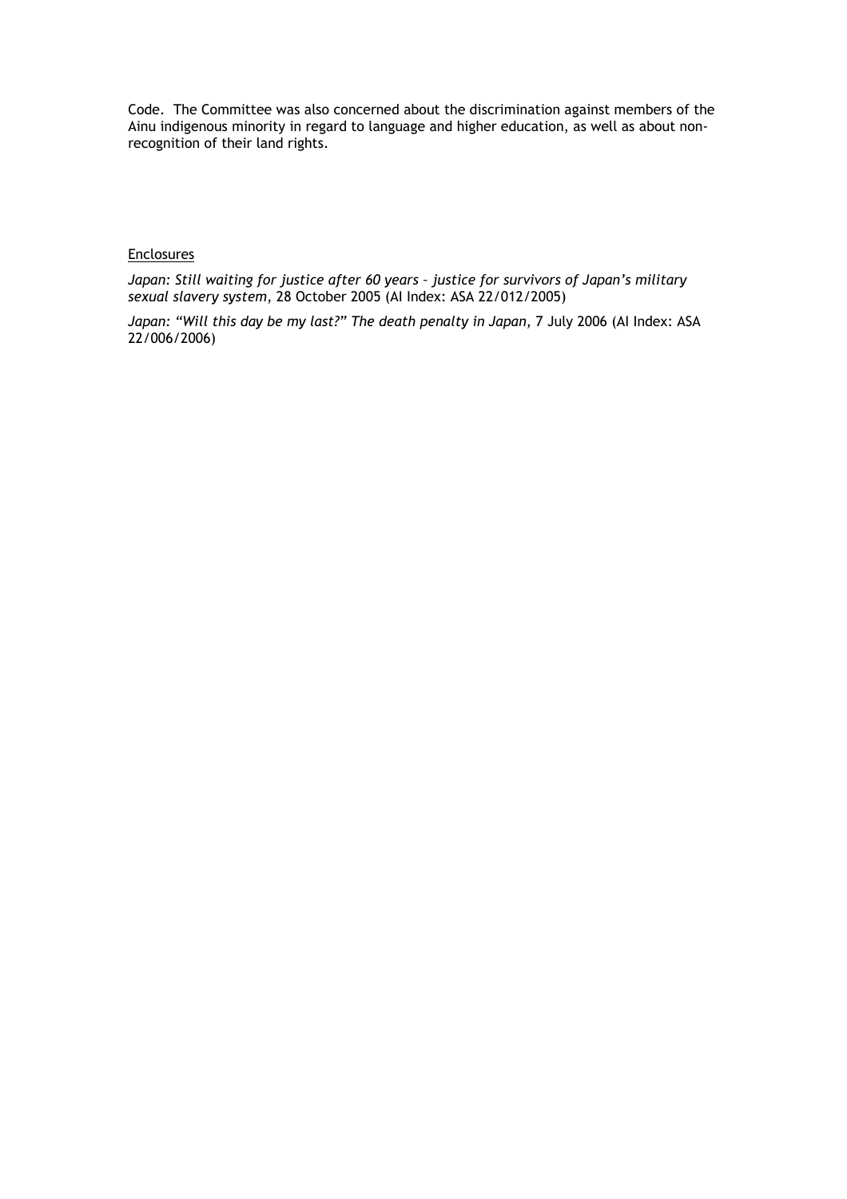Code. The Committee was also concerned about the discrimination against members of the Ainu indigenous minority in regard to language and higher education, as well as about non-recognition of their land rights.

<u>Enclosures</u>

*Japan: Still waiting for justice after 60 years – justice for survivors of Japan's military sexual slavery system*, 28 October 2005 (AI Index: ASA 22/012/2005)

*Japan: "Will this day be my last?" The death penalty in Japan*, 7 July 2006 (AI Index: ASA 22/006/2006)